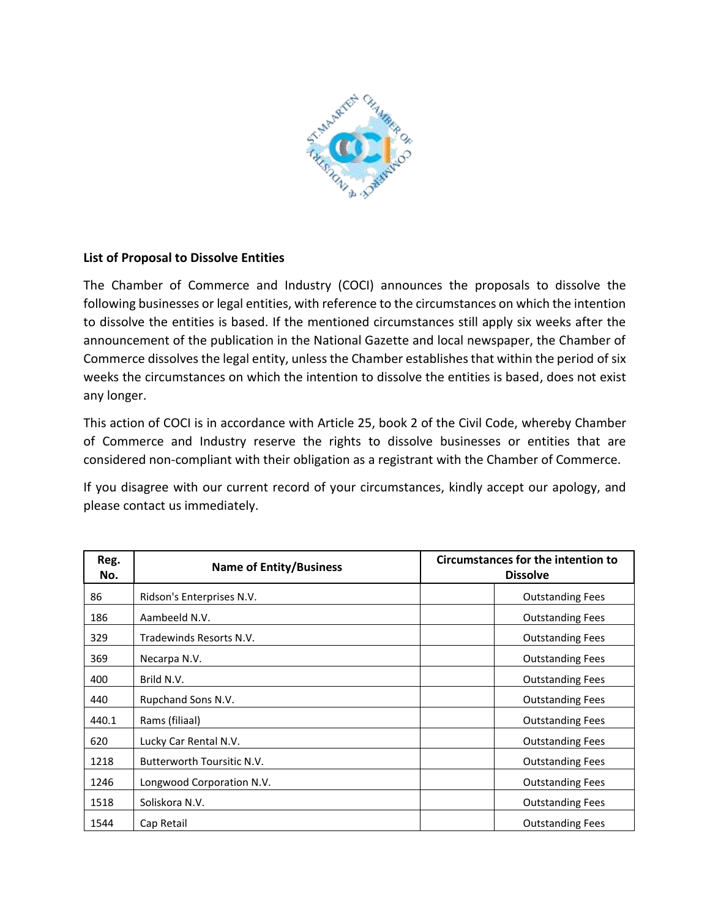**List of Proposal to Dissolve Entities**

The Chamber of Commerce and Industry (COCI) announces the proposals to dissolve the following businesses or legal entities, with reference to the circumstances on which the intention to dissolve the entities is based. If the mentioned circumstances still apply six weeks after the announcement of the publication in the National Gazette and local newspaper, the Chamber of Commerce dissolves the legal entity, unless the Chamber establishes that within the period of six weeks the circumstances on which the intention to dissolve the entities is based, does not exist any longer.

This action of COCI is in accordance with Article 25, book 2 of the Civil Code, whereby Chamber of Commerce and Industry reserve the rights to dissolve businesses or entities that are considered non-compliant with their obligation as a registrant with the Chamber of Commerce.

If you disagree with our current record of your circumstances, kindly accept our apology, and please contact us immediately.

| Reg. No. | Name of Entity/Business | Circumstances for the intention to Dissolve | |
|---|---|---|---|
| 86 | Ridson's Enterprises N.V. | | Outstanding Fees |
| 186 | Aambeeld N.V. | | Outstanding Fees |
| 329 | Tradewinds Resorts N.V. | | Outstanding Fees |
| 369 | Necarpa N.V. | | Outstanding Fees |
| 400 | Brild N.V. | | Outstanding Fees |
| 440 | Rupchand Sons N.V. | | Outstanding Fees |
| 440.1 | Rams (filiaal) | | Outstanding Fees |
| 620 | Lucky Car Rental N.V. | | Outstanding Fees |
| 1218 | Butterworth Toursitic N.V. | | Outstanding Fees |
| 1246 | Longwood Corporation N.V. | | Outstanding Fees |
| 1518 | Soliskora N.V. | | Outstanding Fees |
| 1544 | Cap Retail | | Outstanding Fees |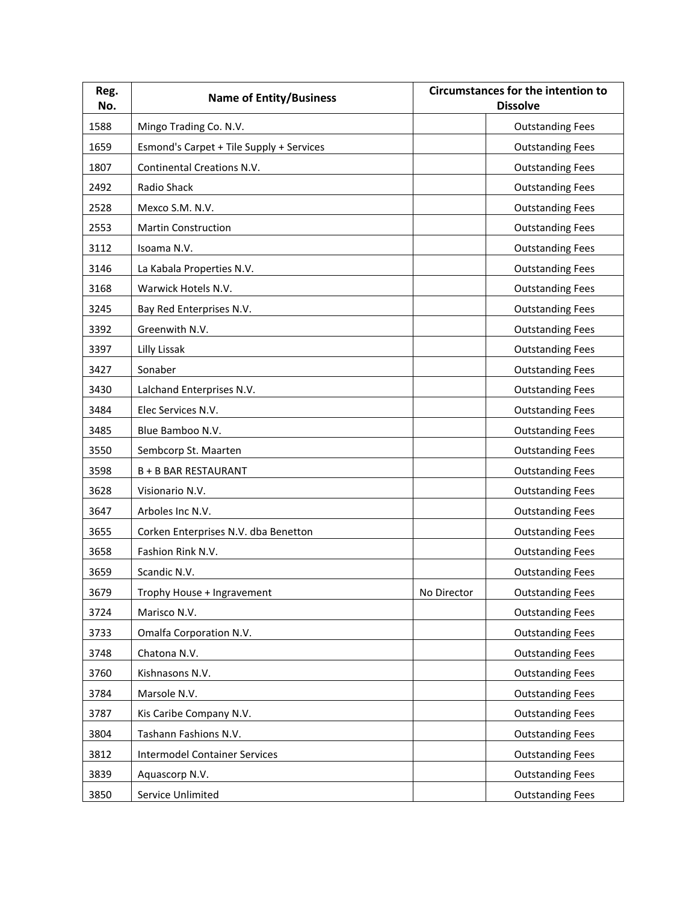| Reg. No. | Name of Entity/Business | Circumstances for the intention to Dissolve | |
|---|---|---|---|
| 1588 | Mingo Trading Co. N.V. | | Outstanding Fees |
| 1659 | Esmond's Carpet + Tile Supply + Services | | Outstanding Fees |
| 1807 | Continental Creations N.V. | | Outstanding Fees |
| 2492 | Radio Shack | | Outstanding Fees |
| 2528 | Mexco S.M. N.V. | | Outstanding Fees |
| 2553 | Martin Construction | | Outstanding Fees |
| 3112 | Isoama N.V. | | Outstanding Fees |
| 3146 | La Kabala Properties N.V. | | Outstanding Fees |
| 3168 | Warwick Hotels N.V. | | Outstanding Fees |
| 3245 | Bay Red Enterprises N.V. | | Outstanding Fees |
| 3392 | Greenwith N.V. | | Outstanding Fees |
| 3397 | Lilly Lissak | | Outstanding Fees |
| 3427 | Sonaber | | Outstanding Fees |
| 3430 | Lalchand Enterprises N.V. | | Outstanding Fees |
| 3484 | Elec Services N.V. | | Outstanding Fees |
| 3485 | Blue Bamboo N.V. | | Outstanding Fees |
| 3550 | Sembcorp St. Maarten | | Outstanding Fees |
| 3598 | B + B BAR RESTAURANT | | Outstanding Fees |
| 3628 | Visionario N.V. | | Outstanding Fees |
| 3647 | Arboles Inc N.V. | | Outstanding Fees |
| 3655 | Corken Enterprises N.V. dba Benetton | | Outstanding Fees |
| 3658 | Fashion Rink N.V. | | Outstanding Fees |
| 3659 | Scandic N.V. | | Outstanding Fees |
| 3679 | Trophy House + Ingravement | No Director | Outstanding Fees |
| 3724 | Marisco N.V. | | Outstanding Fees |
| 3733 | Omalfa Corporation N.V. | | Outstanding Fees |
| 3748 | Chatona N.V. | | Outstanding Fees |
| 3760 | Kishnasons N.V. | | Outstanding Fees |
| 3784 | Marsole N.V. | | Outstanding Fees |
| 3787 | Kis Caribe Company N.V. | | Outstanding Fees |
| 3804 | Tashann Fashions N.V. | | Outstanding Fees |
| 3812 | Intermodel Container Services | | Outstanding Fees |
| 3839 | Aquascorp N.V. | | Outstanding Fees |
| 3850 | Service Unlimited | | Outstanding Fees |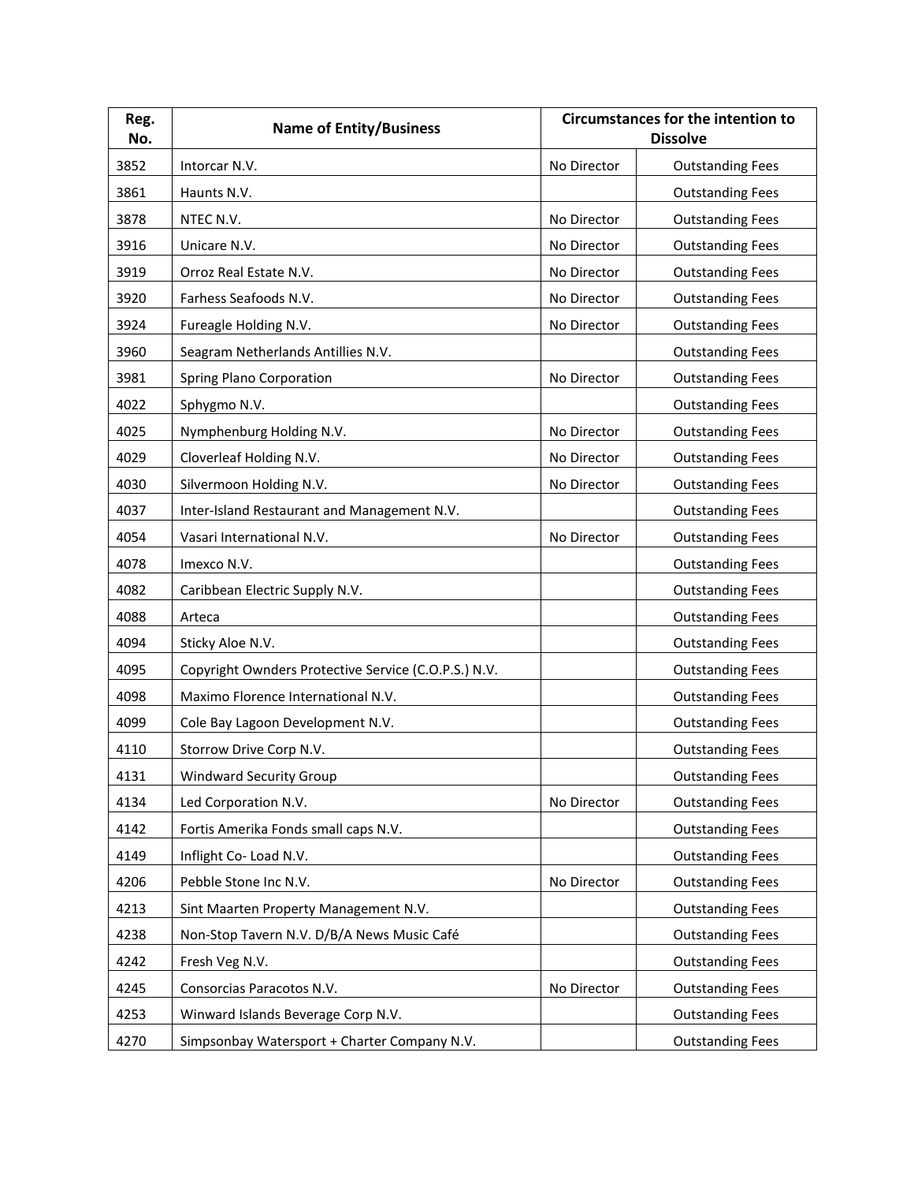| Reg. No. | Name of Entity/Business | Circumstances for the intention to Dissolve | |
|---|---|---|---|
| 3852 | Intorcar N.V. | No Director | Outstanding Fees |
| 3861 | Haunts N.V. | | Outstanding Fees |
| 3878 | NTEC N.V. | No Director | Outstanding Fees |
| 3916 | Unicare N.V. | No Director | Outstanding Fees |
| 3919 | Orroz Real Estate N.V. | No Director | Outstanding Fees |
| 3920 | Farhess Seafoods N.V. | No Director | Outstanding Fees |
| 3924 | Fureagle Holding N.V. | No Director | Outstanding Fees |
| 3960 | Seagram Netherlands Antillies N.V. | | Outstanding Fees |
| 3981 | Spring Plano Corporation | No Director | Outstanding Fees |
| 4022 | Sphygmo N.V. | | Outstanding Fees |
| 4025 | Nymphenburg Holding N.V. | No Director | Outstanding Fees |
| 4029 | Cloverleaf Holding N.V. | No Director | Outstanding Fees |
| 4030 | Silvermoon Holding N.V. | No Director | Outstanding Fees |
| 4037 | Inter-Island Restaurant and Management N.V. | | Outstanding Fees |
| 4054 | Vasari International N.V. | No Director | Outstanding Fees |
| 4078 | Imexco N.V. | | Outstanding Fees |
| 4082 | Caribbean Electric Supply N.V. | | Outstanding Fees |
| 4088 | Arteca | | Outstanding Fees |
| 4094 | Sticky Aloe N.V. | | Outstanding Fees |
| 4095 | Copyright Ownders Protective Service (C.O.P.S.) N.V. | | Outstanding Fees |
| 4098 | Maximo Florence International N.V. | | Outstanding Fees |
| 4099 | Cole Bay Lagoon Development N.V. | | Outstanding Fees |
| 4110 | Storrow Drive Corp N.V. | | Outstanding Fees |
| 4131 | Windward Security Group | | Outstanding Fees |
| 4134 | Led Corporation N.V. | No Director | Outstanding Fees |
| 4142 | Fortis Amerika Fonds small caps N.V. | | Outstanding Fees |
| 4149 | Inflight Co- Load N.V. | | Outstanding Fees |
| 4206 | Pebble Stone Inc N.V. | No Director | Outstanding Fees |
| 4213 | Sint Maarten Property Management N.V. | | Outstanding Fees |
| 4238 | Non-Stop Tavern N.V. D/B/A News Music Café | | Outstanding Fees |
| 4242 | Fresh Veg N.V. | | Outstanding Fees |
| 4245 | Consorcias Paracotos N.V. | No Director | Outstanding Fees |
| 4253 | Winward Islands Beverage Corp N.V. | | Outstanding Fees |
| 4270 | Simpsonbay Watersport + Charter Company N.V. | | Outstanding Fees |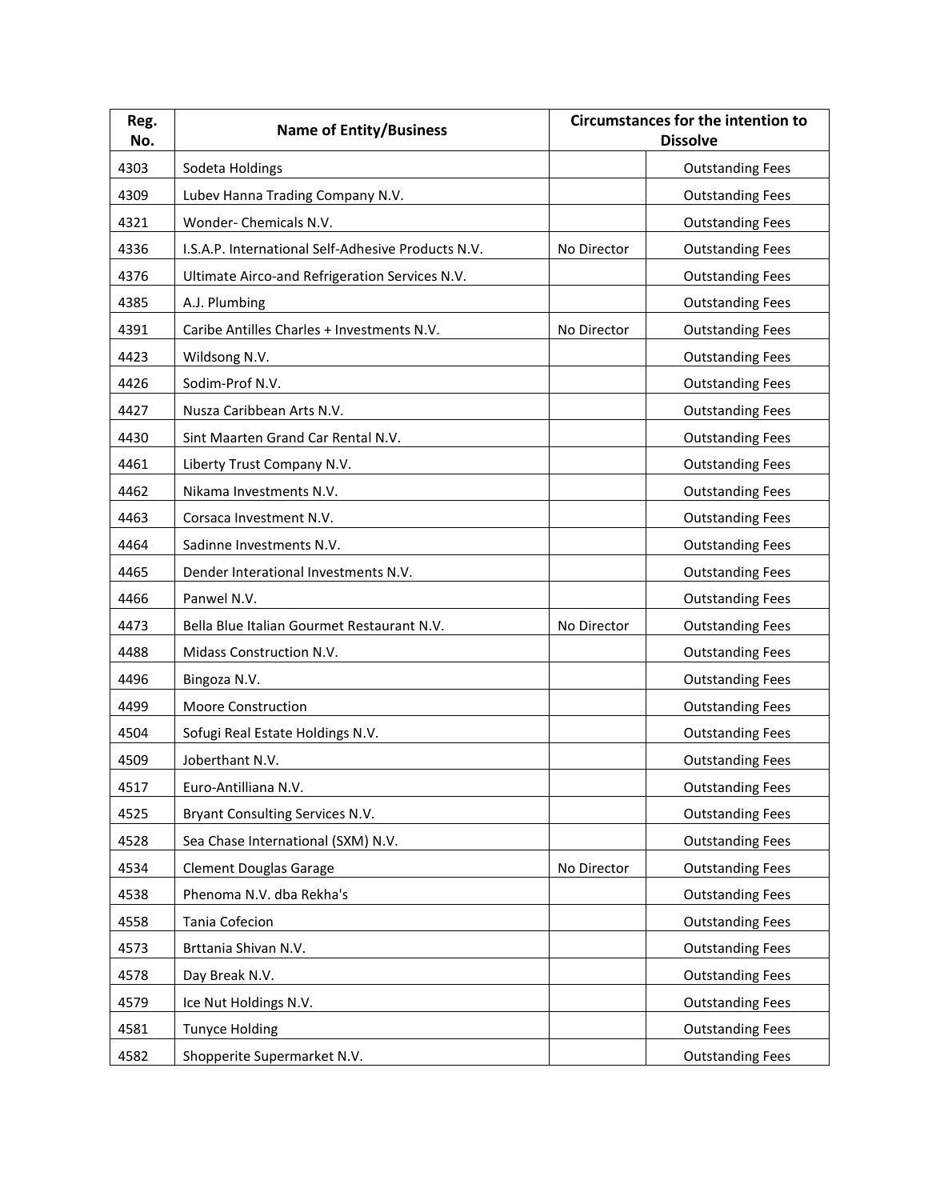| Reg. No. | Name of Entity/Business | Circumstances for the intention to Dissolve | |
|---|---|---|---|
| 4303 | Sodeta Holdings | | Outstanding Fees |
| 4309 | Lubev Hanna Trading Company N.V. | | Outstanding Fees |
| 4321 | Wonder- Chemicals N.V. | | Outstanding Fees |
| 4336 | I.S.A.P. International Self-Adhesive Products N.V. | No Director | Outstanding Fees |
| 4376 | Ultimate Airco-and Refrigeration Services N.V. | | Outstanding Fees |
| 4385 | A.J. Plumbing | | Outstanding Fees |
| 4391 | Caribe Antilles Charles + Investments N.V. | No Director | Outstanding Fees |
| 4423 | Wildsong N.V. | | Outstanding Fees |
| 4426 | Sodim-Prof N.V. | | Outstanding Fees |
| 4427 | Nusza Caribbean Arts N.V. | | Outstanding Fees |
| 4430 | Sint Maarten Grand Car Rental N.V. | | Outstanding Fees |
| 4461 | Liberty Trust Company N.V. | | Outstanding Fees |
| 4462 | Nikama Investments N.V. | | Outstanding Fees |
| 4463 | Corsaca Investment N.V. | | Outstanding Fees |
| 4464 | Sadinne Investments N.V. | | Outstanding Fees |
| 4465 | Dender Interational Investments N.V. | | Outstanding Fees |
| 4466 | Panwel N.V. | | Outstanding Fees |
| 4473 | Bella Blue Italian Gourmet Restaurant N.V. | No Director | Outstanding Fees |
| 4488 | Midass Construction N.V. | | Outstanding Fees |
| 4496 | Bingoza N.V. | | Outstanding Fees |
| 4499 | Moore Construction | | Outstanding Fees |
| 4504 | Sofugi Real Estate Holdings N.V. | | Outstanding Fees |
| 4509 | Joberthant N.V. | | Outstanding Fees |
| 4517 | Euro-Antilliana N.V. | | Outstanding Fees |
| 4525 | Bryant Consulting Services N.V. | | Outstanding Fees |
| 4528 | Sea Chase International (SXM) N.V. | | Outstanding Fees |
| 4534 | Clement Douglas Garage | No Director | Outstanding Fees |
| 4538 | Phenoma N.V. dba Rekha's | | Outstanding Fees |
| 4558 | Tania Cofecion | | Outstanding Fees |
| 4573 | Brttania Shivan N.V. | | Outstanding Fees |
| 4578 | Day Break N.V. | | Outstanding Fees |
| 4579 | Ice Nut Holdings N.V. | | Outstanding Fees |
| 4581 | Tunyce Holding | | Outstanding Fees |
| 4582 | Shopperite Supermarket N.V. | | Outstanding Fees |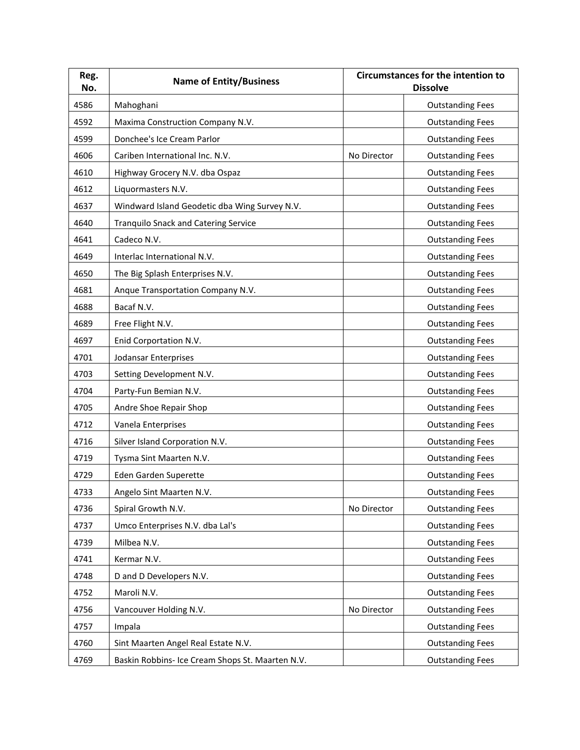| Reg. No. | Name of Entity/Business | Circumstances for the intention to Dissolve | |
|---|---|---|---|
| 4586 | Mahoghani | | Outstanding Fees |
| 4592 | Maxima Construction Company N.V. | | Outstanding Fees |
| 4599 | Donchee's Ice Cream Parlor | | Outstanding Fees |
| 4606 | Cariben International Inc. N.V. | No Director | Outstanding Fees |
| 4610 | Highway Grocery N.V. dba Ospaz | | Outstanding Fees |
| 4612 | Liquormasters N.V. | | Outstanding Fees |
| 4637 | Windward Island Geodetic dba Wing Survey N.V. | | Outstanding Fees |
| 4640 | Tranquilo Snack and Catering Service | | Outstanding Fees |
| 4641 | Cadeco N.V. | | Outstanding Fees |
| 4649 | Interlac International N.V. | | Outstanding Fees |
| 4650 | The Big Splash Enterprises N.V. | | Outstanding Fees |
| 4681 | Anque Transportation Company N.V. | | Outstanding Fees |
| 4688 | Bacaf N.V. | | Outstanding Fees |
| 4689 | Free Flight N.V. | | Outstanding Fees |
| 4697 | Enid Corportation N.V. | | Outstanding Fees |
| 4701 | Jodansar Enterprises | | Outstanding Fees |
| 4703 | Setting Development N.V. | | Outstanding Fees |
| 4704 | Party-Fun Bemian N.V. | | Outstanding Fees |
| 4705 | Andre Shoe Repair Shop | | Outstanding Fees |
| 4712 | Vanela Enterprises | | Outstanding Fees |
| 4716 | Silver Island Corporation N.V. | | Outstanding Fees |
| 4719 | Tysma Sint Maarten N.V. | | Outstanding Fees |
| 4729 | Eden Garden Superette | | Outstanding Fees |
| 4733 | Angelo Sint Maarten N.V. | | Outstanding Fees |
| 4736 | Spiral Growth N.V. | No Director | Outstanding Fees |
| 4737 | Umco Enterprises N.V. dba Lal's | | Outstanding Fees |
| 4739 | Milbea N.V. | | Outstanding Fees |
| 4741 | Kermar N.V. | | Outstanding Fees |
| 4748 | D and D Developers N.V. | | Outstanding Fees |
| 4752 | Maroli N.V. | | Outstanding Fees |
| 4756 | Vancouver Holding N.V. | No Director | Outstanding Fees |
| 4757 | Impala | | Outstanding Fees |
| 4760 | Sint Maarten Angel Real Estate N.V. | | Outstanding Fees |
| 4769 | Baskin Robbins- Ice Cream Shops St. Maarten N.V. | | Outstanding Fees |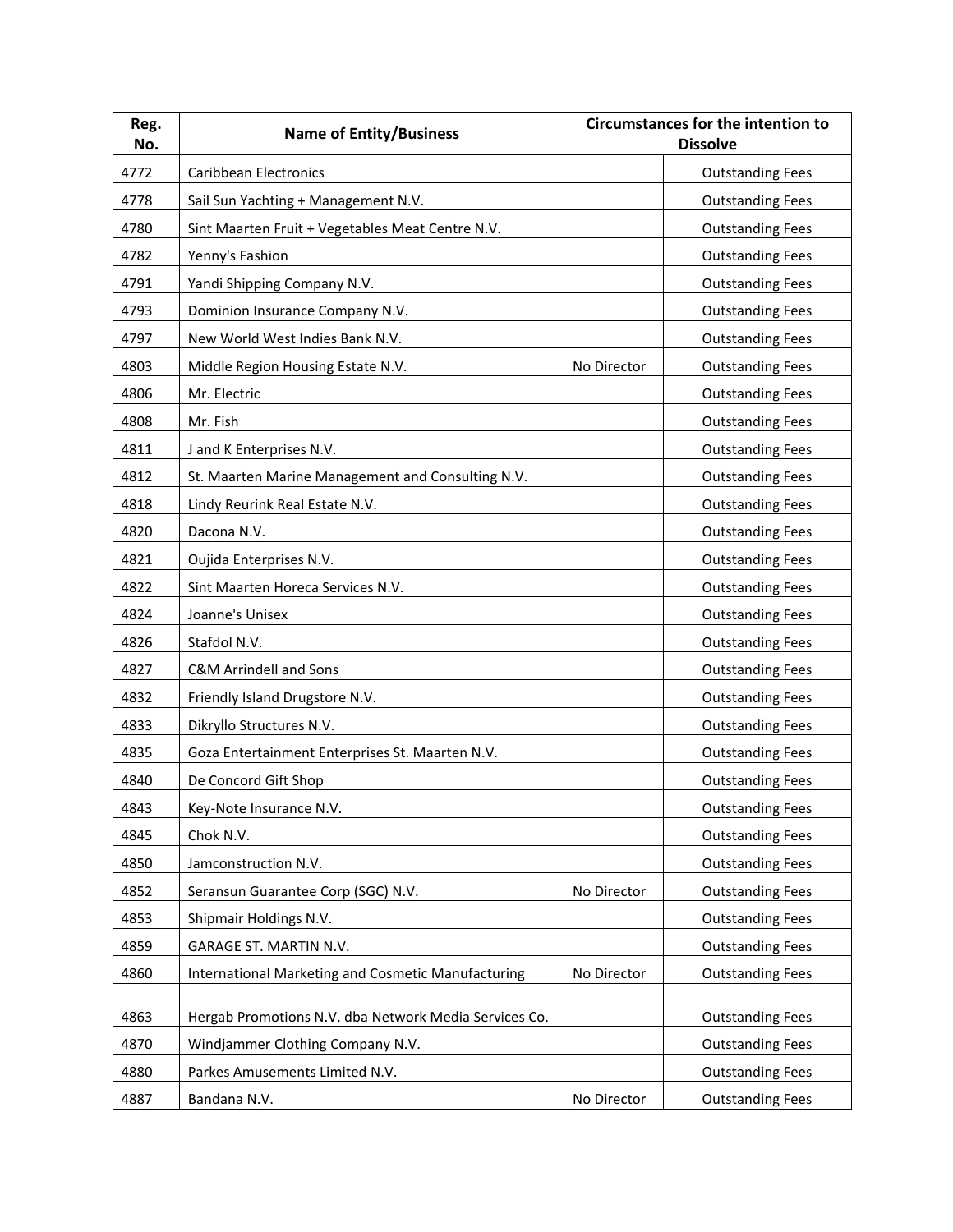| Reg. No. | Name of Entity/Business | Circumstances for the intention to Dissolve | |
|---|---|---|---|
| 4772 | Caribbean Electronics | | Outstanding Fees |
| 4778 | Sail Sun Yachting + Management N.V. | | Outstanding Fees |
| 4780 | Sint Maarten Fruit + Vegetables Meat Centre N.V. | | Outstanding Fees |
| 4782 | Yenny's Fashion | | Outstanding Fees |
| 4791 | Yandi Shipping Company N.V. | | Outstanding Fees |
| 4793 | Dominion Insurance Company N.V. | | Outstanding Fees |
| 4797 | New World West Indies Bank N.V. | | Outstanding Fees |
| 4803 | Middle Region Housing Estate N.V. | No Director | Outstanding Fees |
| 4806 | Mr. Electric | | Outstanding Fees |
| 4808 | Mr. Fish | | Outstanding Fees |
| 4811 | J and K Enterprises N.V. | | Outstanding Fees |
| 4812 | St. Maarten Marine Management and Consulting N.V. | | Outstanding Fees |
| 4818 | Lindy Reurink Real Estate N.V. | | Outstanding Fees |
| 4820 | Dacona N.V. | | Outstanding Fees |
| 4821 | Oujida Enterprises N.V. | | Outstanding Fees |
| 4822 | Sint Maarten Horeca Services N.V. | | Outstanding Fees |
| 4824 | Joanne's Unisex | | Outstanding Fees |
| 4826 | Stafdol N.V. | | Outstanding Fees |
| 4827 | C&M Arrindell and Sons | | Outstanding Fees |
| 4832 | Friendly Island Drugstore N.V. | | Outstanding Fees |
| 4833 | Dikryllo Structures N.V. | | Outstanding Fees |
| 4835 | Goza Entertainment Enterprises St. Maarten N.V. | | Outstanding Fees |
| 4840 | De Concord Gift Shop | | Outstanding Fees |
| 4843 | Key-Note Insurance N.V. | | Outstanding Fees |
| 4845 | Chok N.V. | | Outstanding Fees |
| 4850 | Jamconstruction N.V. | | Outstanding Fees |
| 4852 | Seransun Guarantee Corp (SGC) N.V. | No Director | Outstanding Fees |
| 4853 | Shipmair Holdings N.V. | | Outstanding Fees |
| 4859 | GARAGE ST. MARTIN N.V. | | Outstanding Fees |
| 4860 | International Marketing and Cosmetic Manufacturing | No Director | Outstanding Fees |
| 4863 | Hergab Promotions N.V. dba Network Media Services Co. | | Outstanding Fees |
| 4870 | Windjammer Clothing Company N.V. | | Outstanding Fees |
| 4880 | Parkes Amusements Limited N.V. | | Outstanding Fees |
| 4887 | Bandana N.V. | No Director | Outstanding Fees |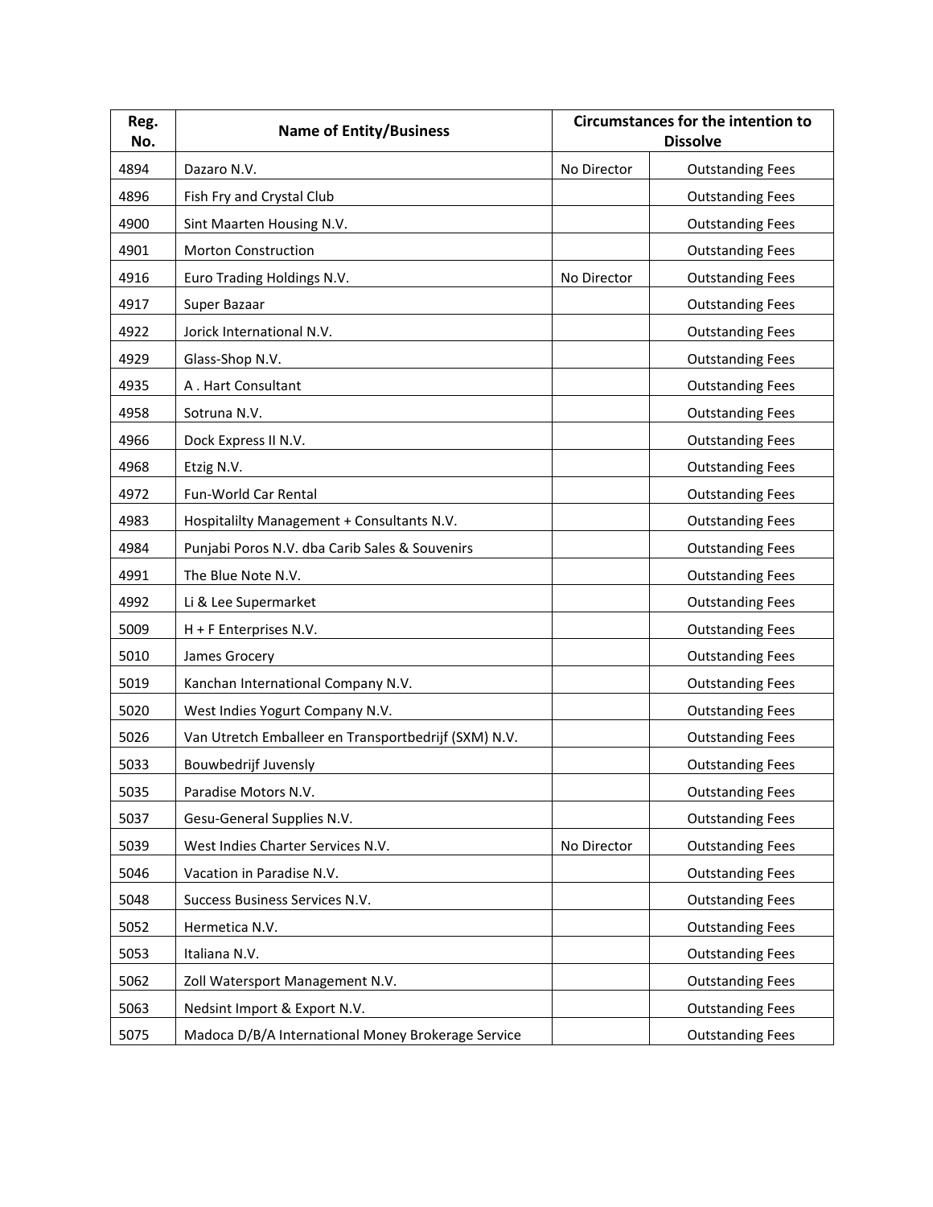| Reg. No. | Name of Entity/Business | Circumstances for the intention to Dissolve | |
|---|---|---|---|
| 4894 | Dazaro N.V. | No Director | Outstanding Fees |
| 4896 | Fish Fry and Crystal Club | | Outstanding Fees |
| 4900 | Sint Maarten Housing N.V. | | Outstanding Fees |
| 4901 | Morton Construction | | Outstanding Fees |
| 4916 | Euro Trading Holdings N.V. | No Director | Outstanding Fees |
| 4917 | Super Bazaar | | Outstanding Fees |
| 4922 | Jorick International N.V. | | Outstanding Fees |
| 4929 | Glass-Shop N.V. | | Outstanding Fees |
| 4935 | A . Hart Consultant | | Outstanding Fees |
| 4958 | Sotruna N.V. | | Outstanding Fees |
| 4966 | Dock Express II N.V. | | Outstanding Fees |
| 4968 | Etzig N.V. | | Outstanding Fees |
| 4972 | Fun-World Car Rental | | Outstanding Fees |
| 4983 | Hospitalilty Management + Consultants N.V. | | Outstanding Fees |
| 4984 | Punjabi Poros N.V. dba Carib Sales & Souvenirs | | Outstanding Fees |
| 4991 | The Blue Note N.V. | | Outstanding Fees |
| 4992 | Li & Lee Supermarket | | Outstanding Fees |
| 5009 | H + F Enterprises N.V. | | Outstanding Fees |
| 5010 | James Grocery | | Outstanding Fees |
| 5019 | Kanchan International Company N.V. | | Outstanding Fees |
| 5020 | West Indies Yogurt Company N.V. | | Outstanding Fees |
| 5026 | Van Utretch Emballeer en Transportbedrijf (SXM) N.V. | | Outstanding Fees |
| 5033 | Bouwbedrijf Juvensly | | Outstanding Fees |
| 5035 | Paradise Motors N.V. | | Outstanding Fees |
| 5037 | Gesu-General Supplies N.V. | | Outstanding Fees |
| 5039 | West Indies Charter Services N.V. | No Director | Outstanding Fees |
| 5046 | Vacation in Paradise N.V. | | Outstanding Fees |
| 5048 | Success Business Services N.V. | | Outstanding Fees |
| 5052 | Hermetica N.V. | | Outstanding Fees |
| 5053 | Italiana N.V. | | Outstanding Fees |
| 5062 | Zoll Watersport Management N.V. | | Outstanding Fees |
| 5063 | Nedsint Import & Export N.V. | | Outstanding Fees |
| 5075 | Madoca D/B/A International Money Brokerage Service | | Outstanding Fees |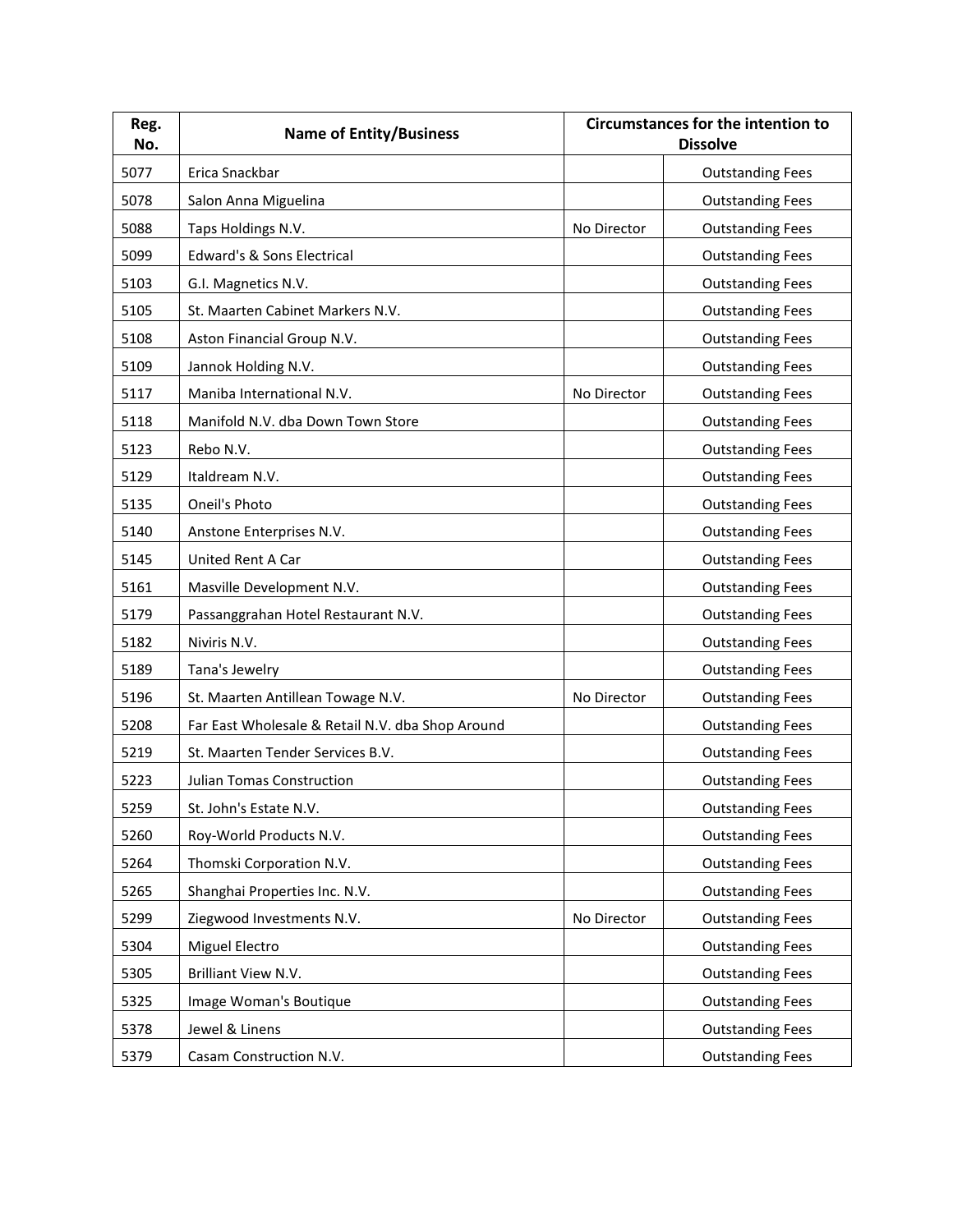| Reg. No. | Name of Entity/Business | Circumstances for the intention to Dissolve | |
|---|---|---|---|
| 5077 | Erica Snackbar | | Outstanding Fees |
| 5078 | Salon Anna Miguelina | | Outstanding Fees |
| 5088 | Taps Holdings N.V. | No Director | Outstanding Fees |
| 5099 | Edward's & Sons Electrical | | Outstanding Fees |
| 5103 | G.I. Magnetics N.V. | | Outstanding Fees |
| 5105 | St. Maarten Cabinet Markers N.V. | | Outstanding Fees |
| 5108 | Aston Financial Group N.V. | | Outstanding Fees |
| 5109 | Jannok Holding N.V. | | Outstanding Fees |
| 5117 | Maniba International N.V. | No Director | Outstanding Fees |
| 5118 | Manifold N.V. dba Down Town Store | | Outstanding Fees |
| 5123 | Rebo N.V. | | Outstanding Fees |
| 5129 | Italdream N.V. | | Outstanding Fees |
| 5135 | Oneil's Photo | | Outstanding Fees |
| 5140 | Anstone Enterprises N.V. | | Outstanding Fees |
| 5145 | United Rent A Car | | Outstanding Fees |
| 5161 | Masville Development N.V. | | Outstanding Fees |
| 5179 | Passanggrahan Hotel Restaurant N.V. | | Outstanding Fees |
| 5182 | Niviris N.V. | | Outstanding Fees |
| 5189 | Tana's Jewelry | | Outstanding Fees |
| 5196 | St. Maarten Antillean Towage N.V. | No Director | Outstanding Fees |
| 5208 | Far East Wholesale & Retail N.V. dba Shop Around | | Outstanding Fees |
| 5219 | St. Maarten Tender Services B.V. | | Outstanding Fees |
| 5223 | Julian Tomas Construction | | Outstanding Fees |
| 5259 | St. John's Estate N.V. | | Outstanding Fees |
| 5260 | Roy-World Products N.V. | | Outstanding Fees |
| 5264 | Thomski Corporation N.V. | | Outstanding Fees |
| 5265 | Shanghai Properties Inc. N.V. | | Outstanding Fees |
| 5299 | Ziegwood Investments N.V. | No Director | Outstanding Fees |
| 5304 | Miguel Electro | | Outstanding Fees |
| 5305 | Brilliant View N.V. | | Outstanding Fees |
| 5325 | Image Woman's Boutique | | Outstanding Fees |
| 5378 | Jewel & Linens | | Outstanding Fees |
| 5379 | Casam Construction N.V. | | Outstanding Fees |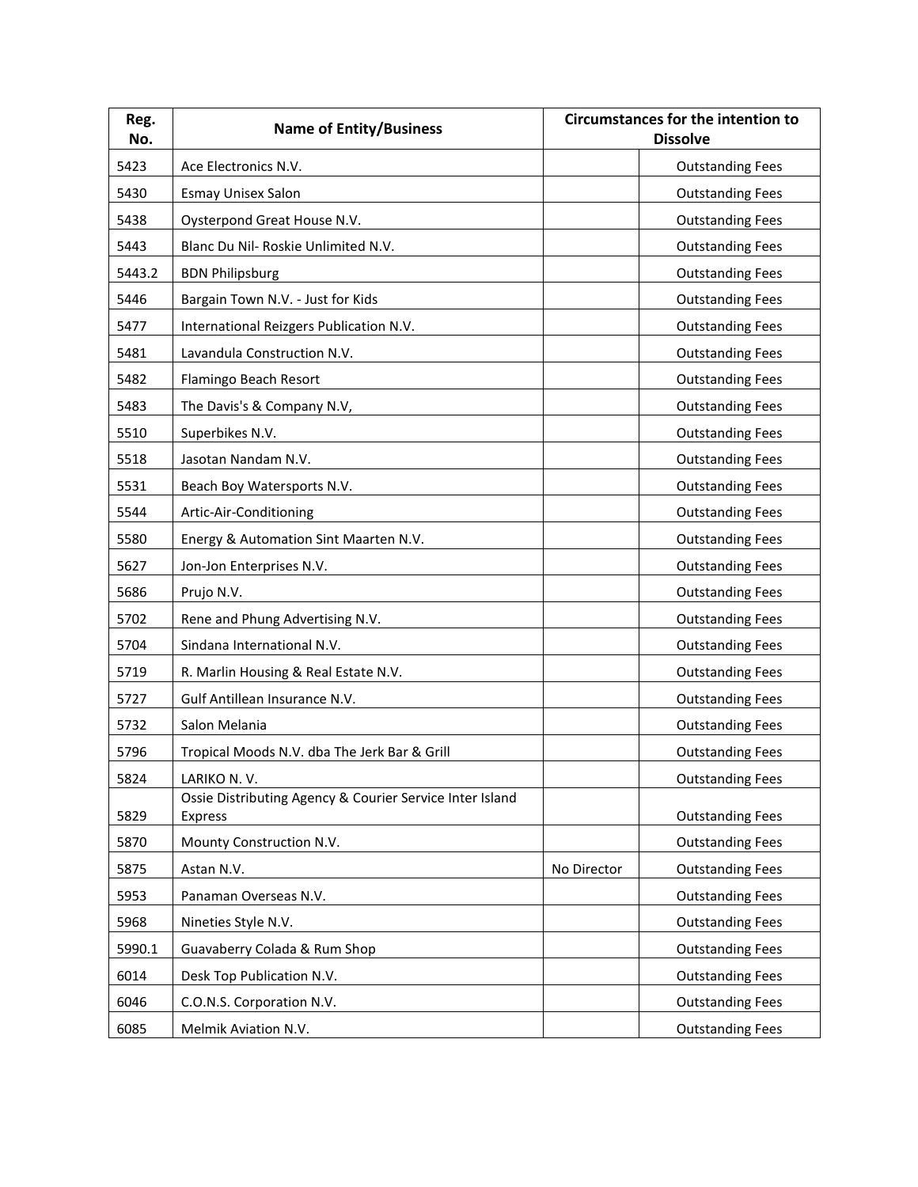| Reg. No. | Name of Entity/Business | Circumstances for the intention to Dissolve | |
|---|---|---|---|
| 5423 | Ace Electronics N.V. | | Outstanding Fees |
| 5430 | Esmay Unisex Salon | | Outstanding Fees |
| 5438 | Oysterpond Great House N.V. | | Outstanding Fees |
| 5443 | Blanc Du Nil- Roskie Unlimited N.V. | | Outstanding Fees |
| 5443.2 | BDN Philipsburg | | Outstanding Fees |
| 5446 | Bargain Town N.V. - Just for Kids | | Outstanding Fees |
| 5477 | International Reizgers Publication N.V. | | Outstanding Fees |
| 5481 | Lavandula Construction N.V. | | Outstanding Fees |
| 5482 | Flamingo Beach Resort | | Outstanding Fees |
| 5483 | The Davis's & Company N.V, | | Outstanding Fees |
| 5510 | Superbikes N.V. | | Outstanding Fees |
| 5518 | Jasotan Nandam N.V. | | Outstanding Fees |
| 5531 | Beach Boy Watersports N.V. | | Outstanding Fees |
| 5544 | Artic-Air-Conditioning | | Outstanding Fees |
| 5580 | Energy & Automation Sint Maarten N.V. | | Outstanding Fees |
| 5627 | Jon-Jon Enterprises N.V. | | Outstanding Fees |
| 5686 | Prujo N.V. | | Outstanding Fees |
| 5702 | Rene and Phung Advertising N.V. | | Outstanding Fees |
| 5704 | Sindana International N.V. | | Outstanding Fees |
| 5719 | R. Marlin Housing & Real Estate N.V. | | Outstanding Fees |
| 5727 | Gulf Antillean Insurance N.V. | | Outstanding Fees |
| 5732 | Salon Melania | | Outstanding Fees |
| 5796 | Tropical Moods N.V. dba The Jerk Bar & Grill | | Outstanding Fees |
| 5824 | LARIKO N. V. | | Outstanding Fees |
| 5829 | Ossie Distributing Agency & Courier Service Inter Island Express | | Outstanding Fees |
| 5870 | Mounty Construction N.V. | | Outstanding Fees |
| 5875 | Astan N.V. | No Director | Outstanding Fees |
| 5953 | Panaman Overseas N.V. | | Outstanding Fees |
| 5968 | Nineties Style N.V. | | Outstanding Fees |
| 5990.1 | Guavaberry Colada & Rum Shop | | Outstanding Fees |
| 6014 | Desk Top Publication N.V. | | Outstanding Fees |
| 6046 | C.O.N.S. Corporation N.V. | | Outstanding Fees |
| 6085 | Melmik Aviation N.V. | | Outstanding Fees |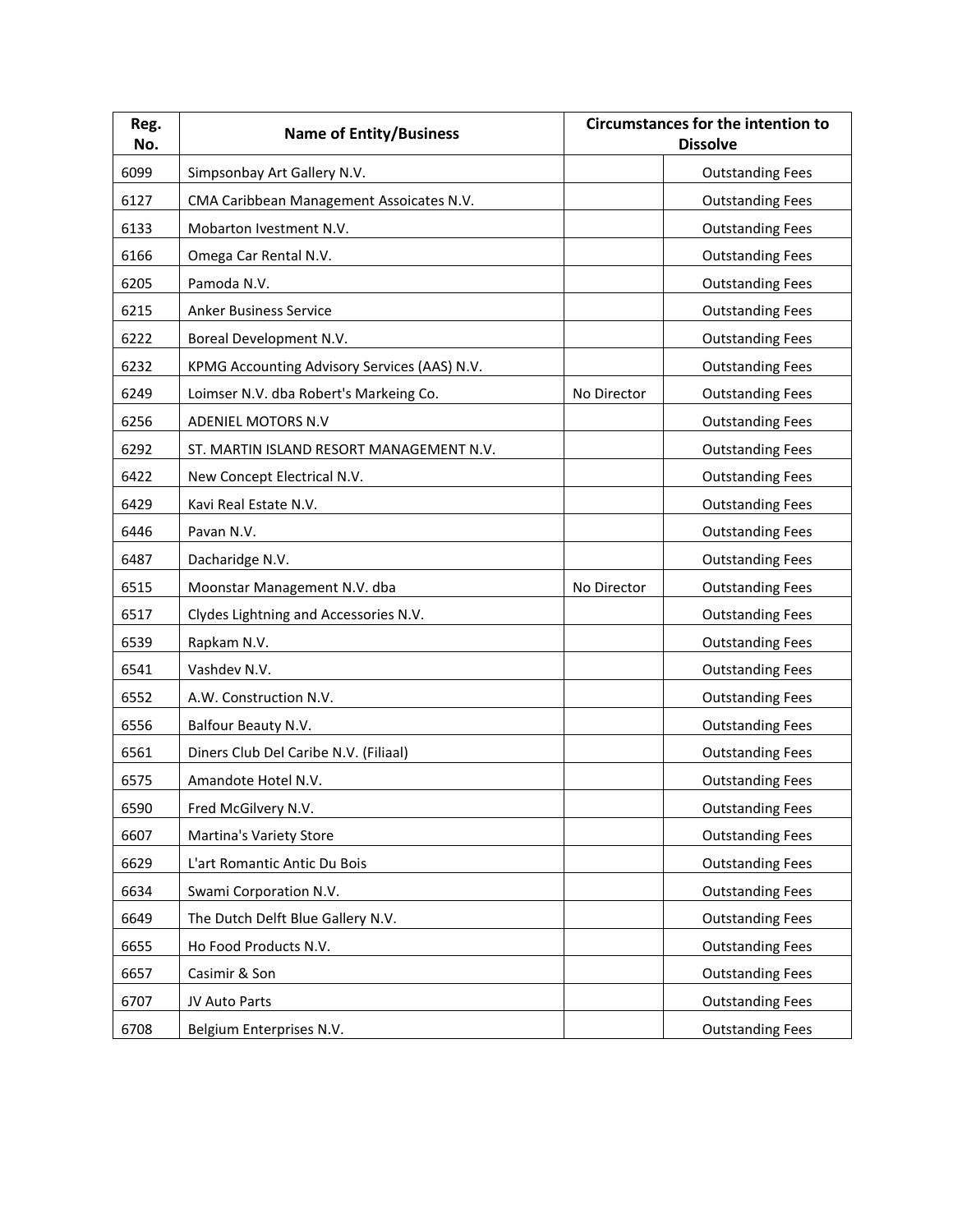| Reg. No. | Name of Entity/Business | Circumstances for the intention to Dissolve | |
|---|---|---|---|
| 6099 | Simpsonbay Art Gallery N.V. | | Outstanding Fees |
| 6127 | CMA Caribbean Management Assoicates N.V. | | Outstanding Fees |
| 6133 | Mobarton Ivestment N.V. | | Outstanding Fees |
| 6166 | Omega Car Rental N.V. | | Outstanding Fees |
| 6205 | Pamoda N.V. | | Outstanding Fees |
| 6215 | Anker Business Service | | Outstanding Fees |
| 6222 | Boreal Development N.V. | | Outstanding Fees |
| 6232 | KPMG Accounting Advisory Services (AAS) N.V. | | Outstanding Fees |
| 6249 | Loimser N.V. dba Robert's Markeing Co. | No Director | Outstanding Fees |
| 6256 | ADENIEL MOTORS N.V | | Outstanding Fees |
| 6292 | ST. MARTIN ISLAND RESORT MANAGEMENT N.V. | | Outstanding Fees |
| 6422 | New Concept Electrical N.V. | | Outstanding Fees |
| 6429 | Kavi Real Estate N.V. | | Outstanding Fees |
| 6446 | Pavan N.V. | | Outstanding Fees |
| 6487 | Dacharidge N.V. | | Outstanding Fees |
| 6515 | Moonstar Management N.V. dba | No Director | Outstanding Fees |
| 6517 | Clydes Lightning and Accessories N.V. | | Outstanding Fees |
| 6539 | Rapkam N.V. | | Outstanding Fees |
| 6541 | Vashdev N.V. | | Outstanding Fees |
| 6552 | A.W. Construction N.V. | | Outstanding Fees |
| 6556 | Balfour Beauty N.V. | | Outstanding Fees |
| 6561 | Diners Club Del Caribe N.V. (Filiaal) | | Outstanding Fees |
| 6575 | Amandote Hotel N.V. | | Outstanding Fees |
| 6590 | Fred McGilvery N.V. | | Outstanding Fees |
| 6607 | Martina's Variety Store | | Outstanding Fees |
| 6629 | L'art Romantic Antic Du Bois | | Outstanding Fees |
| 6634 | Swami Corporation N.V. | | Outstanding Fees |
| 6649 | The Dutch Delft Blue Gallery N.V. | | Outstanding Fees |
| 6655 | Ho Food Products N.V. | | Outstanding Fees |
| 6657 | Casimir & Son | | Outstanding Fees |
| 6707 | JV Auto Parts | | Outstanding Fees |
| 6708 | Belgium Enterprises N.V. | | Outstanding Fees |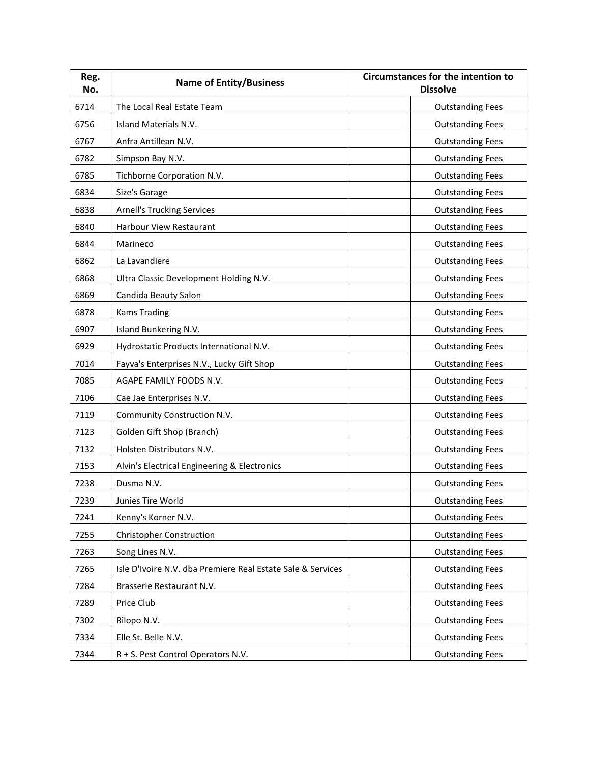| Reg. No. | Name of Entity/Business | Circumstances for the intention to Dissolve | |
|---|---|---|---|
| 6714 | The Local Real Estate Team | | Outstanding Fees |
| 6756 | Island Materials N.V. | | Outstanding Fees |
| 6767 | Anfra Antillean N.V. | | Outstanding Fees |
| 6782 | Simpson Bay N.V. | | Outstanding Fees |
| 6785 | Tichborne Corporation N.V. | | Outstanding Fees |
| 6834 | Size's Garage | | Outstanding Fees |
| 6838 | Arnell's Trucking Services | | Outstanding Fees |
| 6840 | Harbour View Restaurant | | Outstanding Fees |
| 6844 | Marineco | | Outstanding Fees |
| 6862 | La Lavandiere | | Outstanding Fees |
| 6868 | Ultra Classic Development Holding N.V. | | Outstanding Fees |
| 6869 | Candida Beauty Salon | | Outstanding Fees |
| 6878 | Kams Trading | | Outstanding Fees |
| 6907 | Island Bunkering N.V. | | Outstanding Fees |
| 6929 | Hydrostatic Products International N.V. | | Outstanding Fees |
| 7014 | Fayva's Enterprises N.V., Lucky Gift Shop | | Outstanding Fees |
| 7085 | AGAPE FAMILY FOODS N.V. | | Outstanding Fees |
| 7106 | Cae Jae Enterprises N.V. | | Outstanding Fees |
| 7119 | Community Construction N.V. | | Outstanding Fees |
| 7123 | Golden Gift Shop (Branch) | | Outstanding Fees |
| 7132 | Holsten Distributors N.V. | | Outstanding Fees |
| 7153 | Alvin's Electrical Engineering & Electronics | | Outstanding Fees |
| 7238 | Dusma N.V. | | Outstanding Fees |
| 7239 | Junies Tire World | | Outstanding Fees |
| 7241 | Kenny's Korner N.V. | | Outstanding Fees |
| 7255 | Christopher Construction | | Outstanding Fees |
| 7263 | Song Lines N.V. | | Outstanding Fees |
| 7265 | Isle D'Ivoire N.V. dba Premiere Real Estate Sale & Services | | Outstanding Fees |
| 7284 | Brasserie Restaurant N.V. | | Outstanding Fees |
| 7289 | Price Club | | Outstanding Fees |
| 7302 | Rilopo N.V. | | Outstanding Fees |
| 7334 | Elle St. Belle N.V. | | Outstanding Fees |
| 7344 | R + S. Pest Control Operators N.V. | | Outstanding Fees |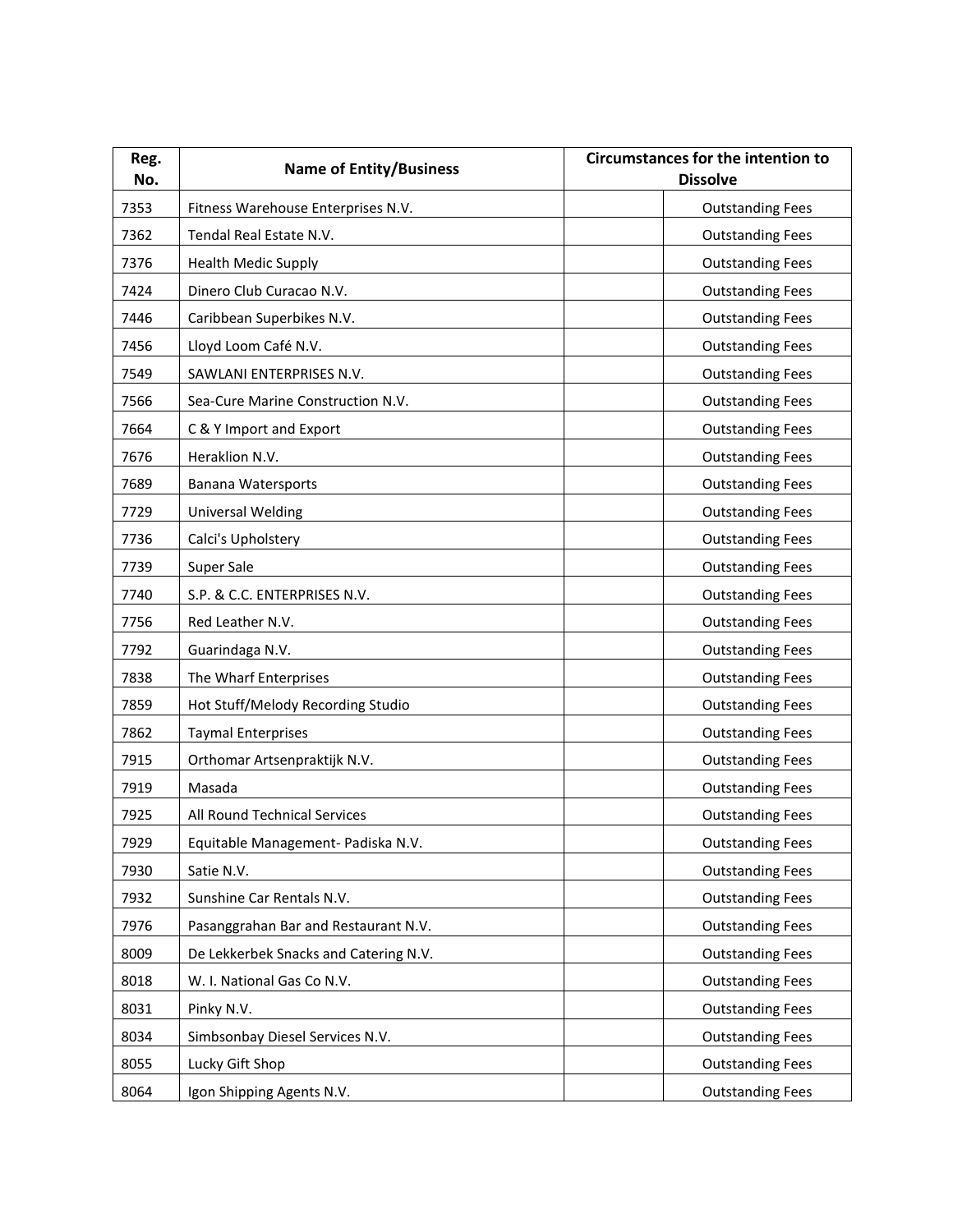| Reg. No. | Name of Entity/Business | Circumstances for the intention to Dissolve | |
|---|---|---|---|
| 7353 | Fitness Warehouse Enterprises N.V. | | Outstanding Fees |
| 7362 | Tendal Real Estate N.V. | | Outstanding Fees |
| 7376 | Health Medic Supply | | Outstanding Fees |
| 7424 | Dinero Club Curacao N.V. | | Outstanding Fees |
| 7446 | Caribbean Superbikes N.V. | | Outstanding Fees |
| 7456 | Lloyd Loom Café N.V. | | Outstanding Fees |
| 7549 | SAWLANI ENTERPRISES N.V. | | Outstanding Fees |
| 7566 | Sea-Cure Marine Construction N.V. | | Outstanding Fees |
| 7664 | C & Y Import and Export | | Outstanding Fees |
| 7676 | Heraklion N.V. | | Outstanding Fees |
| 7689 | Banana Watersports | | Outstanding Fees |
| 7729 | Universal Welding | | Outstanding Fees |
| 7736 | Calci's Upholstery | | Outstanding Fees |
| 7739 | Super Sale | | Outstanding Fees |
| 7740 | S.P. & C.C. ENTERPRISES N.V. | | Outstanding Fees |
| 7756 | Red Leather N.V. | | Outstanding Fees |
| 7792 | Guarindaga N.V. | | Outstanding Fees |
| 7838 | The Wharf Enterprises | | Outstanding Fees |
| 7859 | Hot Stuff/Melody Recording Studio | | Outstanding Fees |
| 7862 | Taymal Enterprises | | Outstanding Fees |
| 7915 | Orthomar Artsenpraktijk N.V. | | Outstanding Fees |
| 7919 | Masada | | Outstanding Fees |
| 7925 | All Round Technical Services | | Outstanding Fees |
| 7929 | Equitable Management- Padiska N.V. | | Outstanding Fees |
| 7930 | Satie N.V. | | Outstanding Fees |
| 7932 | Sunshine Car Rentals N.V. | | Outstanding Fees |
| 7976 | Pasanggrahan Bar and Restaurant N.V. | | Outstanding Fees |
| 8009 | De Lekkerbek Snacks and Catering N.V. | | Outstanding Fees |
| 8018 | W. I. National Gas Co N.V. | | Outstanding Fees |
| 8031 | Pinky N.V. | | Outstanding Fees |
| 8034 | Simbsonbay Diesel Services N.V. | | Outstanding Fees |
| 8055 | Lucky Gift Shop | | Outstanding Fees |
| 8064 | Igon Shipping Agents N.V. | | Outstanding Fees |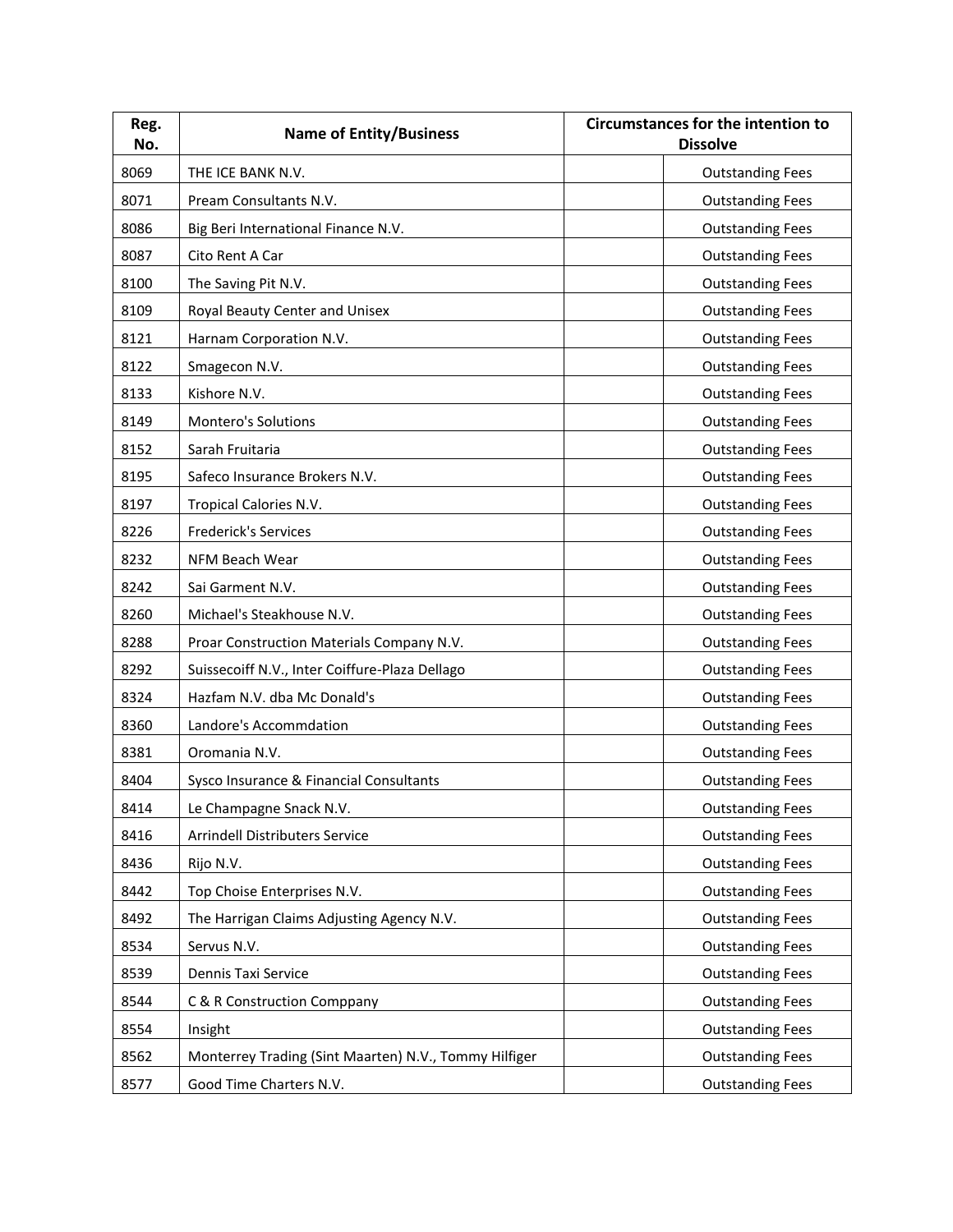| Reg. No. | Name of Entity/Business | Circumstances for the intention to Dissolve | |
|---|---|---|---|
| 8069 | THE ICE BANK N.V. | | Outstanding Fees |
| 8071 | Pream Consultants N.V. | | Outstanding Fees |
| 8086 | Big Beri International Finance N.V. | | Outstanding Fees |
| 8087 | Cito Rent A Car | | Outstanding Fees |
| 8100 | The Saving Pit N.V. | | Outstanding Fees |
| 8109 | Royal Beauty Center and Unisex | | Outstanding Fees |
| 8121 | Harnam Corporation N.V. | | Outstanding Fees |
| 8122 | Smagecon N.V. | | Outstanding Fees |
| 8133 | Kishore N.V. | | Outstanding Fees |
| 8149 | Montero's Solutions | | Outstanding Fees |
| 8152 | Sarah Fruitaria | | Outstanding Fees |
| 8195 | Safeco Insurance Brokers N.V. | | Outstanding Fees |
| 8197 | Tropical Calories N.V. | | Outstanding Fees |
| 8226 | Frederick's Services | | Outstanding Fees |
| 8232 | NFM Beach Wear | | Outstanding Fees |
| 8242 | Sai Garment N.V. | | Outstanding Fees |
| 8260 | Michael's Steakhouse N.V. | | Outstanding Fees |
| 8288 | Proar Construction Materials Company N.V. | | Outstanding Fees |
| 8292 | Suissecoiff N.V., Inter Coiffure-Plaza Dellago | | Outstanding Fees |
| 8324 | Hazfam N.V. dba Mc Donald's | | Outstanding Fees |
| 8360 | Landore's Accommdation | | Outstanding Fees |
| 8381 | Oromania N.V. | | Outstanding Fees |
| 8404 | Sysco Insurance & Financial Consultants | | Outstanding Fees |
| 8414 | Le Champagne Snack N.V. | | Outstanding Fees |
| 8416 | Arrindell Distributers Service | | Outstanding Fees |
| 8436 | Rijo N.V. | | Outstanding Fees |
| 8442 | Top Choise Enterprises N.V. | | Outstanding Fees |
| 8492 | The Harrigan Claims Adjusting Agency N.V. | | Outstanding Fees |
| 8534 | Servus N.V. | | Outstanding Fees |
| 8539 | Dennis Taxi Service | | Outstanding Fees |
| 8544 | C & R Construction Comppany | | Outstanding Fees |
| 8554 | Insight | | Outstanding Fees |
| 8562 | Monterrey Trading (Sint Maarten) N.V., Tommy Hilfiger | | Outstanding Fees |
| 8577 | Good Time Charters N.V. | | Outstanding Fees |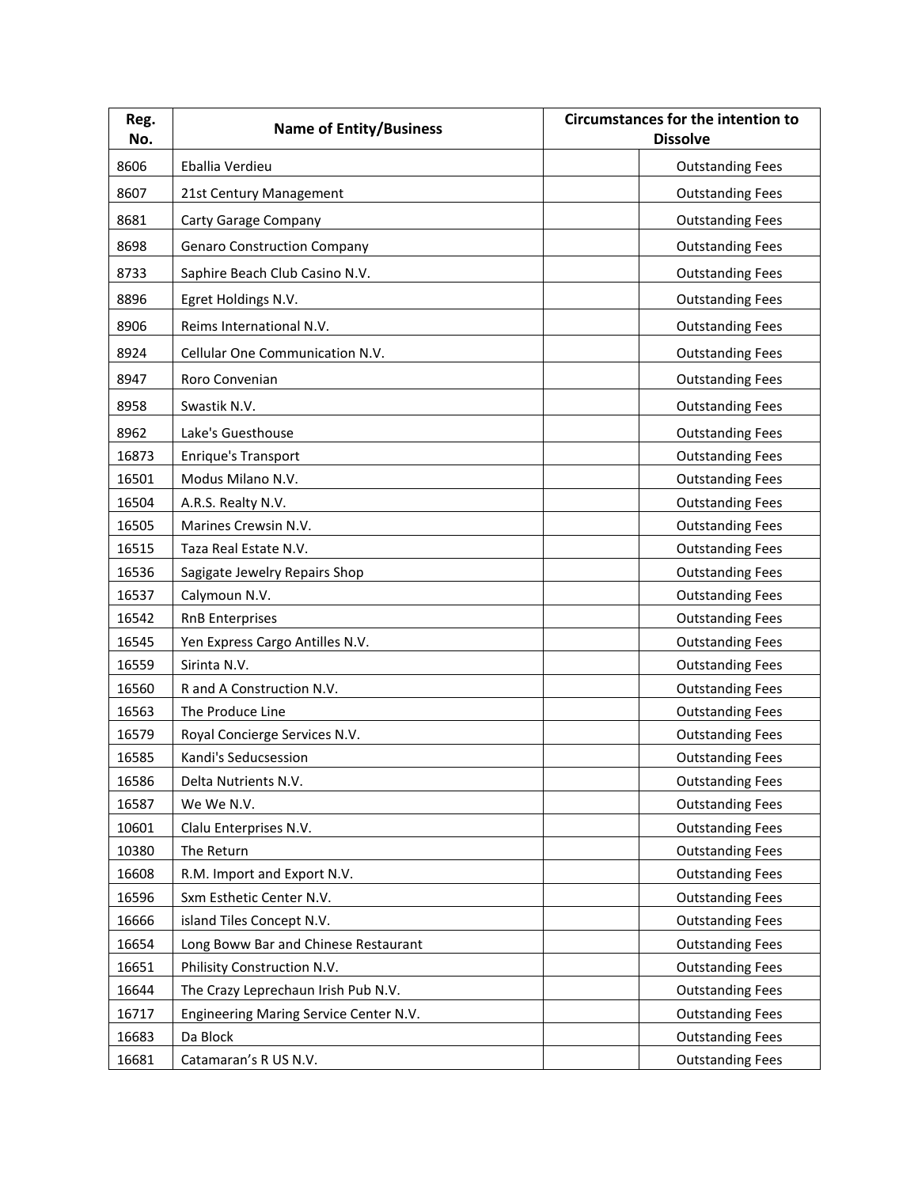| Reg. No. | Name of Entity/Business | Circumstances for the intention to Dissolve | |
|---|---|---|---|
| 8606 | Eballia Verdieu | | Outstanding Fees |
| 8607 | 21st Century Management | | Outstanding Fees |
| 8681 | Carty Garage Company | | Outstanding Fees |
| 8698 | Genaro Construction Company | | Outstanding Fees |
| 8733 | Saphire Beach Club Casino N.V. | | Outstanding Fees |
| 8896 | Egret Holdings N.V. | | Outstanding Fees |
| 8906 | Reims International N.V. | | Outstanding Fees |
| 8924 | Cellular One Communication N.V. | | Outstanding Fees |
| 8947 | Roro Convenian | | Outstanding Fees |
| 8958 | Swastik N.V. | | Outstanding Fees |
| 8962 | Lake's Guesthouse | | Outstanding Fees |
| 16873 | Enrique's Transport | | Outstanding Fees |
| 16501 | Modus Milano N.V. | | Outstanding Fees |
| 16504 | A.R.S. Realty N.V. | | Outstanding Fees |
| 16505 | Marines Crewsin N.V. | | Outstanding Fees |
| 16515 | Taza Real Estate N.V. | | Outstanding Fees |
| 16536 | Sagigate Jewelry Repairs Shop | | Outstanding Fees |
| 16537 | Calymoun N.V. | | Outstanding Fees |
| 16542 | RnB Enterprises | | Outstanding Fees |
| 16545 | Yen Express Cargo Antilles N.V. | | Outstanding Fees |
| 16559 | Sirinta N.V. | | Outstanding Fees |
| 16560 | R and A Construction N.V. | | Outstanding Fees |
| 16563 | The Produce Line | | Outstanding Fees |
| 16579 | Royal Concierge Services N.V. | | Outstanding Fees |
| 16585 | Kandi's Seducsession | | Outstanding Fees |
| 16586 | Delta Nutrients N.V. | | Outstanding Fees |
| 16587 | We We N.V. | | Outstanding Fees |
| 10601 | Clalu Enterprises N.V. | | Outstanding Fees |
| 10380 | The Return | | Outstanding Fees |
| 16608 | R.M. Import and Export N.V. | | Outstanding Fees |
| 16596 | Sxm Esthetic Center N.V. | | Outstanding Fees |
| 16666 | island Tiles Concept N.V. | | Outstanding Fees |
| 16654 | Long Boww Bar and Chinese Restaurant | | Outstanding Fees |
| 16651 | Philisity Construction N.V. | | Outstanding Fees |
| 16644 | The Crazy Leprechaun Irish Pub N.V. | | Outstanding Fees |
| 16717 | Engineering Maring Service Center N.V. | | Outstanding Fees |
| 16683 | Da Block | | Outstanding Fees |
| 16681 | Catamaran's R US N.V. | | Outstanding Fees |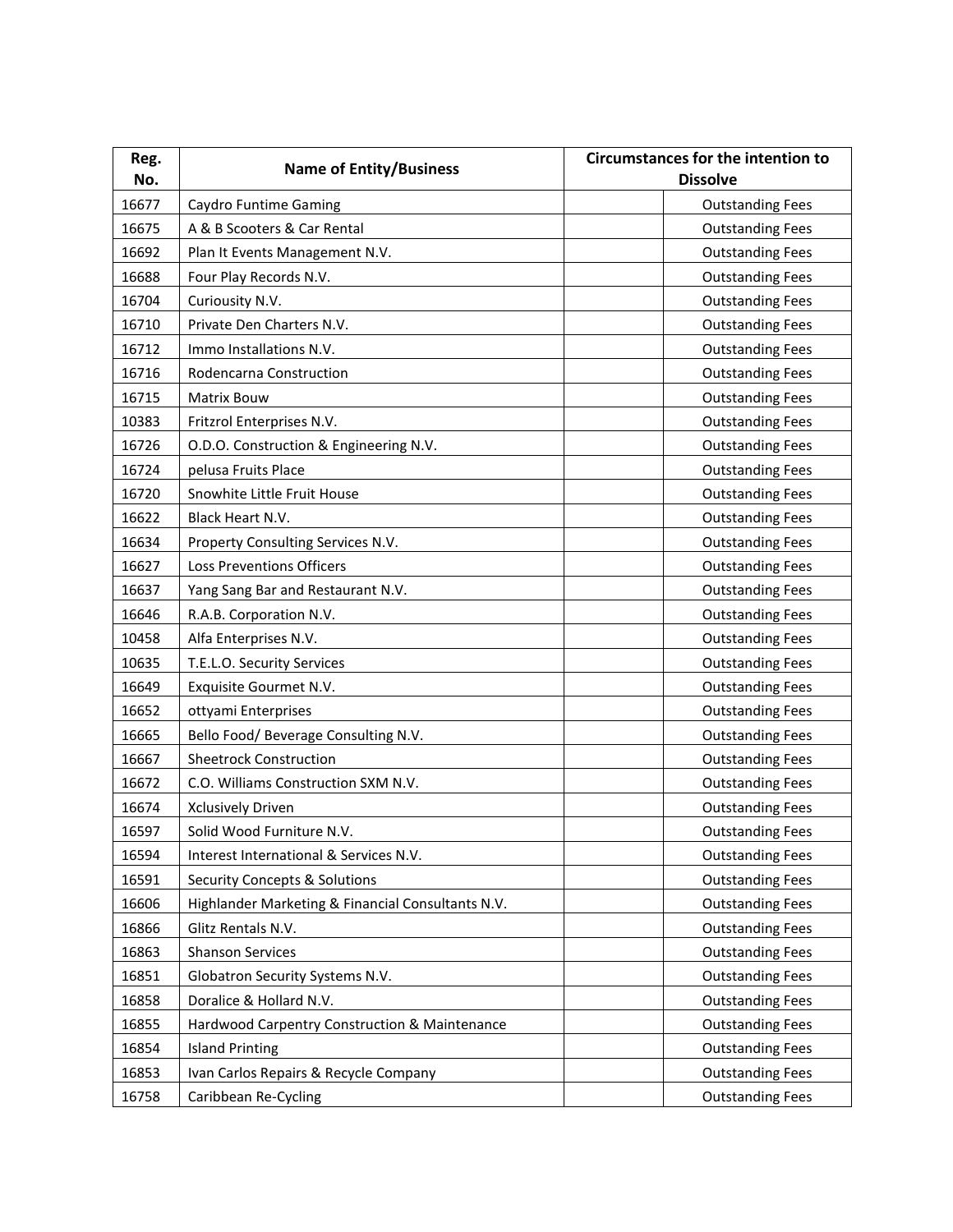| Reg. No. | Name of Entity/Business | Circumstances for the intention to Dissolve | |
|---|---|---|---|
| 16677 | Caydro Funtime Gaming | | Outstanding Fees |
| 16675 | A & B Scooters & Car Rental | | Outstanding Fees |
| 16692 | Plan It Events Management N.V. | | Outstanding Fees |
| 16688 | Four Play Records N.V. | | Outstanding Fees |
| 16704 | Curiousity N.V. | | Outstanding Fees |
| 16710 | Private Den Charters N.V. | | Outstanding Fees |
| 16712 | Immo Installations N.V. | | Outstanding Fees |
| 16716 | Rodencarna Construction | | Outstanding Fees |
| 16715 | Matrix Bouw | | Outstanding Fees |
| 10383 | Fritzrol Enterprises N.V. | | Outstanding Fees |
| 16726 | O.D.O. Construction & Engineering N.V. | | Outstanding Fees |
| 16724 | pelusa Fruits Place | | Outstanding Fees |
| 16720 | Snowhite Little Fruit House | | Outstanding Fees |
| 16622 | Black Heart N.V. | | Outstanding Fees |
| 16634 | Property Consulting Services N.V. | | Outstanding Fees |
| 16627 | Loss Preventions Officers | | Outstanding Fees |
| 16637 | Yang Sang Bar and Restaurant N.V. | | Outstanding Fees |
| 16646 | R.A.B. Corporation N.V. | | Outstanding Fees |
| 10458 | Alfa Enterprises N.V. | | Outstanding Fees |
| 10635 | T.E.L.O. Security Services | | Outstanding Fees |
| 16649 | Exquisite Gourmet N.V. | | Outstanding Fees |
| 16652 | ottyami Enterprises | | Outstanding Fees |
| 16665 | Bello Food/ Beverage Consulting N.V. | | Outstanding Fees |
| 16667 | Sheetrock Construction | | Outstanding Fees |
| 16672 | C.O. Williams Construction SXM N.V. | | Outstanding Fees |
| 16674 | Xclusively Driven | | Outstanding Fees |
| 16597 | Solid Wood Furniture N.V. | | Outstanding Fees |
| 16594 | Interest International & Services N.V. | | Outstanding Fees |
| 16591 | Security Concepts & Solutions | | Outstanding Fees |
| 16606 | Highlander Marketing & Financial Consultants N.V. | | Outstanding Fees |
| 16866 | Glitz Rentals N.V. | | Outstanding Fees |
| 16863 | Shanson Services | | Outstanding Fees |
| 16851 | Globatron Security Systems N.V. | | Outstanding Fees |
| 16858 | Doralice & Hollard N.V. | | Outstanding Fees |
| 16855 | Hardwood Carpentry Construction & Maintenance | | Outstanding Fees |
| 16854 | Island Printing | | Outstanding Fees |
| 16853 | Ivan Carlos Repairs & Recycle Company | | Outstanding Fees |
| 16758 | Caribbean Re-Cycling | | Outstanding Fees |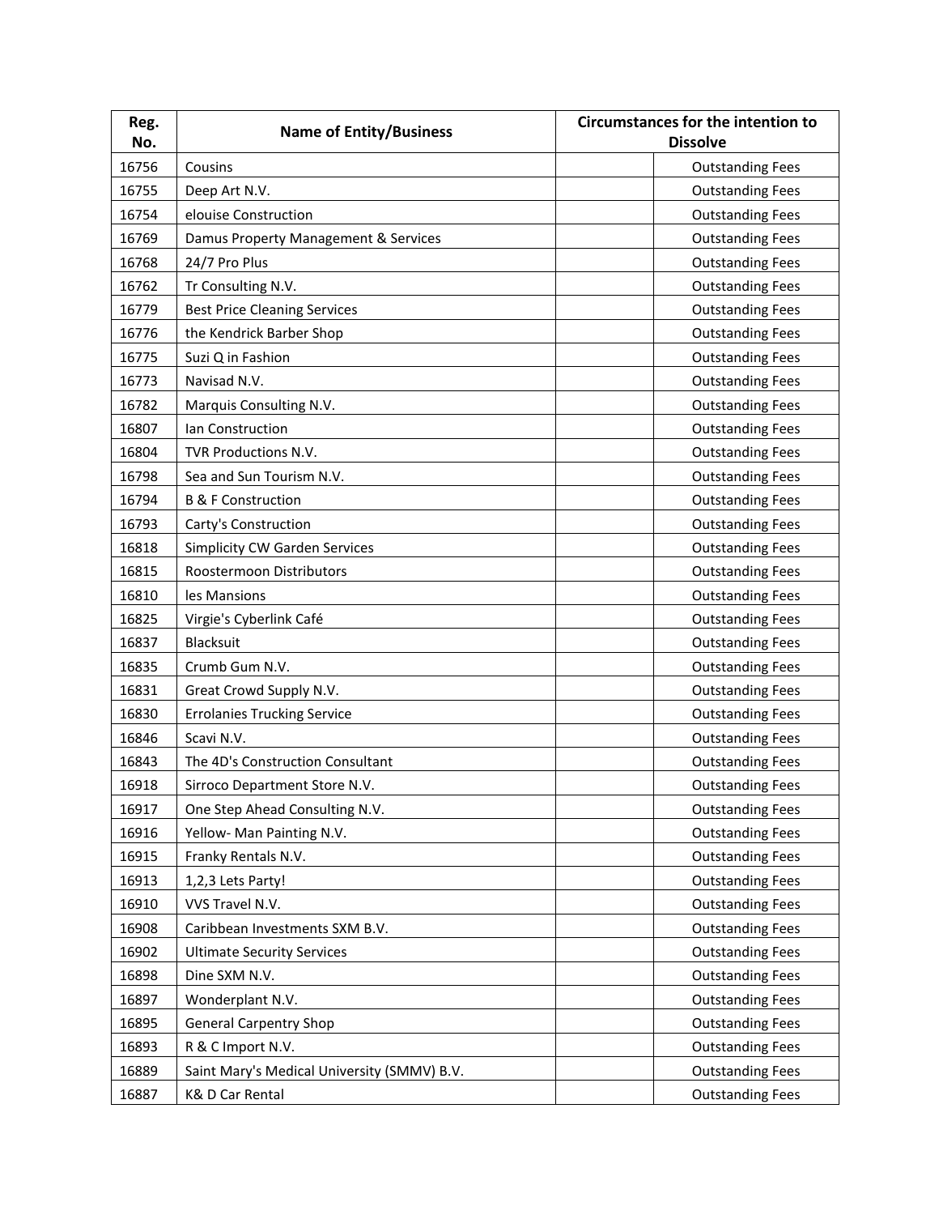| Reg. No. | Name of Entity/Business | Circumstances for the intention to Dissolve | |
|---|---|---|---|
| 16756 | Cousins | | Outstanding Fees |
| 16755 | Deep Art N.V. | | Outstanding Fees |
| 16754 | elouise Construction | | Outstanding Fees |
| 16769 | Damus Property Management & Services | | Outstanding Fees |
| 16768 | 24/7 Pro Plus | | Outstanding Fees |
| 16762 | Tr Consulting N.V. | | Outstanding Fees |
| 16779 | Best Price Cleaning Services | | Outstanding Fees |
| 16776 | the Kendrick Barber Shop | | Outstanding Fees |
| 16775 | Suzi Q in Fashion | | Outstanding Fees |
| 16773 | Navisad N.V. | | Outstanding Fees |
| 16782 | Marquis Consulting N.V. | | Outstanding Fees |
| 16807 | Ian Construction | | Outstanding Fees |
| 16804 | TVR Productions N.V. | | Outstanding Fees |
| 16798 | Sea and Sun Tourism N.V. | | Outstanding Fees |
| 16794 | B & F Construction | | Outstanding Fees |
| 16793 | Carty's Construction | | Outstanding Fees |
| 16818 | Simplicity CW Garden Services | | Outstanding Fees |
| 16815 | Roostermoon Distributors | | Outstanding Fees |
| 16810 | les Mansions | | Outstanding Fees |
| 16825 | Virgie's Cyberlink Café | | Outstanding Fees |
| 16837 | Blacksuit | | Outstanding Fees |
| 16835 | Crumb Gum N.V. | | Outstanding Fees |
| 16831 | Great Crowd Supply N.V. | | Outstanding Fees |
| 16830 | Errolanies Trucking Service | | Outstanding Fees |
| 16846 | Scavi N.V. | | Outstanding Fees |
| 16843 | The 4D's Construction Consultant | | Outstanding Fees |
| 16918 | Sirroco Department Store N.V. | | Outstanding Fees |
| 16917 | One Step Ahead Consulting N.V. | | Outstanding Fees |
| 16916 | Yellow- Man Painting N.V. | | Outstanding Fees |
| 16915 | Franky Rentals N.V. | | Outstanding Fees |
| 16913 | 1,2,3 Lets Party! | | Outstanding Fees |
| 16910 | VVS Travel N.V. | | Outstanding Fees |
| 16908 | Caribbean Investments SXM B.V. | | Outstanding Fees |
| 16902 | Ultimate Security Services | | Outstanding Fees |
| 16898 | Dine SXM N.V. | | Outstanding Fees |
| 16897 | Wonderplant N.V. | | Outstanding Fees |
| 16895 | General Carpentry Shop | | Outstanding Fees |
| 16893 | R & C Import N.V. | | Outstanding Fees |
| 16889 | Saint Mary's Medical University (SMMV) B.V. | | Outstanding Fees |
| 16887 | K& D Car Rental | | Outstanding Fees |